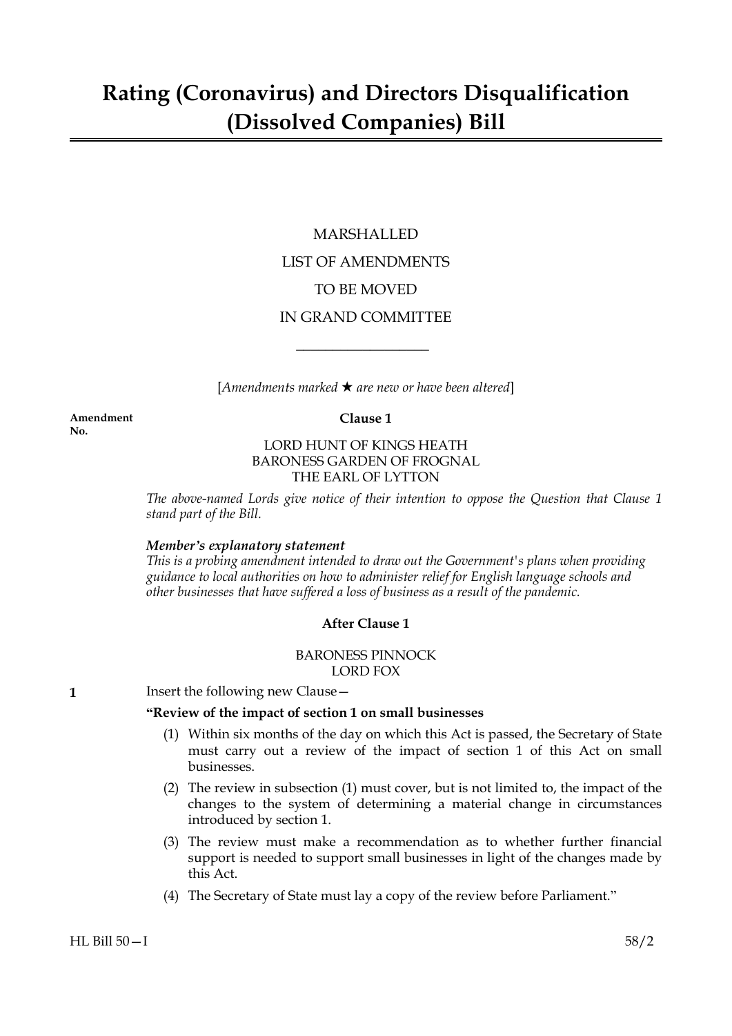# Rating (Coronavirus) and Directors Disqualification (Dissolved Companies) Bill

MARSHALLED

LIST OF AMENDMENTS

TO BE MOVED

IN GRAND COMMITTEE

---

[*Amendments marked ★ are new or have been altered*]

**Amendment No.**

**Clause 1**

LORD HUNT OF KINGS HEATH
BARONESS GARDEN OF FROGNAL
THE EARL OF LYTTON

*The above-named Lords give notice of their intention to oppose the Question that Clause 1 stand part of the Bill.*

***Member's explanatory statement***
*This is a probing amendment intended to draw out the Government's plans when providing guidance to local authorities on how to administer relief for English language schools and other businesses that have suffered a loss of business as a result of the pandemic.*

**After Clause 1**

BARONESS PINNOCK
LORD FOX

**1** Insert the following new Clause—

**"Review of the impact of section 1 on small businesses**

(1) Within six months of the day on which this Act is passed, the Secretary of State must carry out a review of the impact of section 1 of this Act on small businesses.

(2) The review in subsection (1) must cover, but is not limited to, the impact of the changes to the system of determining a material change in circumstances introduced by section 1.

(3) The review must make a recommendation as to whether further financial support is needed to support small businesses in light of the changes made by this Act.

(4) The Secretary of State must lay a copy of the review before Parliament."

HL Bill 50—I 58/2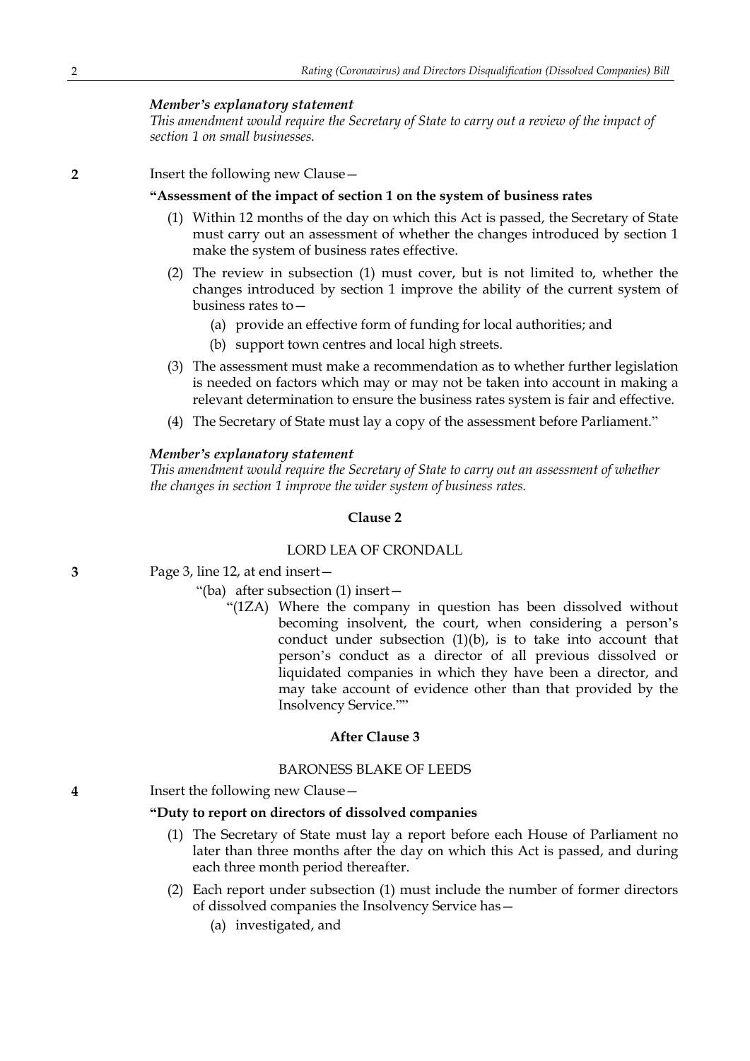*Member's explanatory statement*
*This amendment would require the Secretary of State to carry out a review of the impact of section 1 on small businesses.*

**2** Insert the following new Clause—

**"Assessment of the impact of section 1 on the system of business rates**

(1) Within 12 months of the day on which this Act is passed, the Secretary of State must carry out an assessment of whether the changes introduced by section 1 make the system of business rates effective.

(2) The review in subsection (1) must cover, but is not limited to, whether the changes introduced by section 1 improve the ability of the current system of business rates to—

(a) provide an effective form of funding for local authorities; and

(b) support town centres and local high streets.

(3) The assessment must make a recommendation as to whether further legislation is needed on factors which may or may not be taken into account in making a relevant determination to ensure the business rates system is fair and effective.

(4) The Secretary of State must lay a copy of the assessment before Parliament."

*Member's explanatory statement*
*This amendment would require the Secretary of State to carry out an assessment of whether the changes in section 1 improve the wider system of business rates.*

## Clause 2

LORD LEA OF CRONDALL

**3** Page 3, line 12, at end insert—

"(ba) after subsection (1) insert—

"(1ZA) Where the company in question has been dissolved without becoming insolvent, the court, when considering a person's conduct under subsection (1)(b), is to take into account that person's conduct as a director of all previous dissolved or liquidated companies in which they have been a director, and may take account of evidence other than that provided by the Insolvency Service.""

## After Clause 3

BARONESS BLAKE OF LEEDS

**4** Insert the following new Clause—

**"Duty to report on directors of dissolved companies**

(1) The Secretary of State must lay a report before each House of Parliament no later than three months after the day on which this Act is passed, and during each three month period thereafter.

(2) Each report under subsection (1) must include the number of former directors of dissolved companies the Insolvency Service has—

(a) investigated, and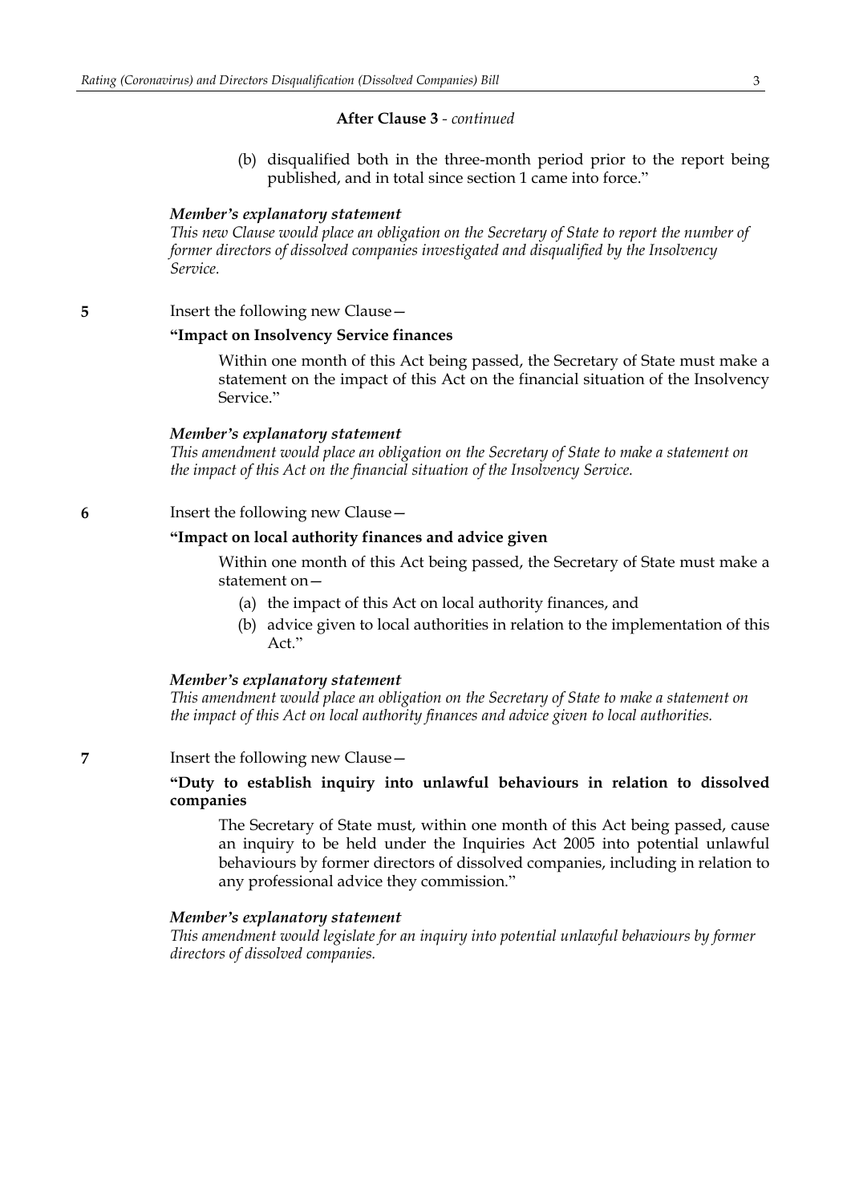**After Clause 3** - *continued*

(b) disqualified both in the three-month period prior to the report being published, and in total since section 1 came into force."

***Member's explanatory statement***

*This new Clause would place an obligation on the Secretary of State to report the number of former directors of dissolved companies investigated and disqualified by the Insolvency Service.*

**5** Insert the following new Clause—

**"Impact on Insolvency Service finances**

Within one month of this Act being passed, the Secretary of State must make a statement on the impact of this Act on the financial situation of the Insolvency Service."

***Member's explanatory statement***

*This amendment would place an obligation on the Secretary of State to make a statement on the impact of this Act on the financial situation of the Insolvency Service.*

**6** Insert the following new Clause—

**"Impact on local authority finances and advice given**

Within one month of this Act being passed, the Secretary of State must make a statement on—

(a) the impact of this Act on local authority finances, and

(b) advice given to local authorities in relation to the implementation of this Act."

***Member's explanatory statement***

*This amendment would place an obligation on the Secretary of State to make a statement on the impact of this Act on local authority finances and advice given to local authorities.*

**7** Insert the following new Clause—

**"Duty to establish inquiry into unlawful behaviours in relation to dissolved companies**

The Secretary of State must, within one month of this Act being passed, cause an inquiry to be held under the Inquiries Act 2005 into potential unlawful behaviours by former directors of dissolved companies, including in relation to any professional advice they commission."

***Member's explanatory statement***

*This amendment would legislate for an inquiry into potential unlawful behaviours by former directors of dissolved companies.*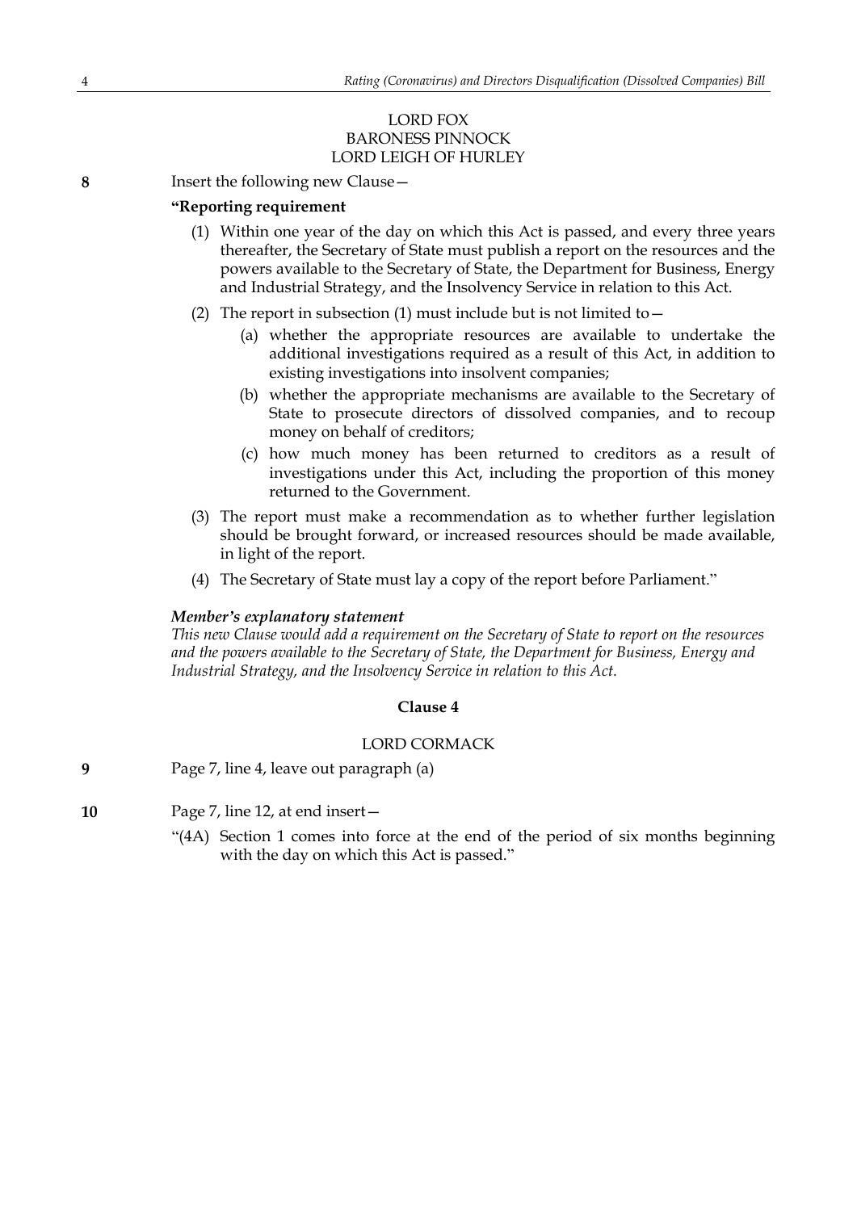LORD FOX
BARONESS PINNOCK
LORD LEIGH OF HURLEY

**8** Insert the following new Clause—

**"Reporting requirement**

(1) Within one year of the day on which this Act is passed, and every three years thereafter, the Secretary of State must publish a report on the resources and the powers available to the Secretary of State, the Department for Business, Energy and Industrial Strategy, and the Insolvency Service in relation to this Act.

(2) The report in subsection (1) must include but is not limited to—

(a) whether the appropriate resources are available to undertake the additional investigations required as a result of this Act, in addition to existing investigations into insolvent companies;

(b) whether the appropriate mechanisms are available to the Secretary of State to prosecute directors of dissolved companies, and to recoup money on behalf of creditors;

(c) how much money has been returned to creditors as a result of investigations under this Act, including the proportion of this money returned to the Government.

(3) The report must make a recommendation as to whether further legislation should be brought forward, or increased resources should be made available, in light of the report.

(4) The Secretary of State must lay a copy of the report before Parliament."

***Member's explanatory statement***

*This new Clause would add a requirement on the Secretary of State to report on the resources and the powers available to the Secretary of State, the Department for Business, Energy and Industrial Strategy, and the Insolvency Service in relation to this Act.*

**Clause 4**

LORD CORMACK

**9** Page 7, line 4, leave out paragraph (a)

**10** Page 7, line 12, at end insert—

"(4A) Section 1 comes into force at the end of the period of six months beginning with the day on which this Act is passed."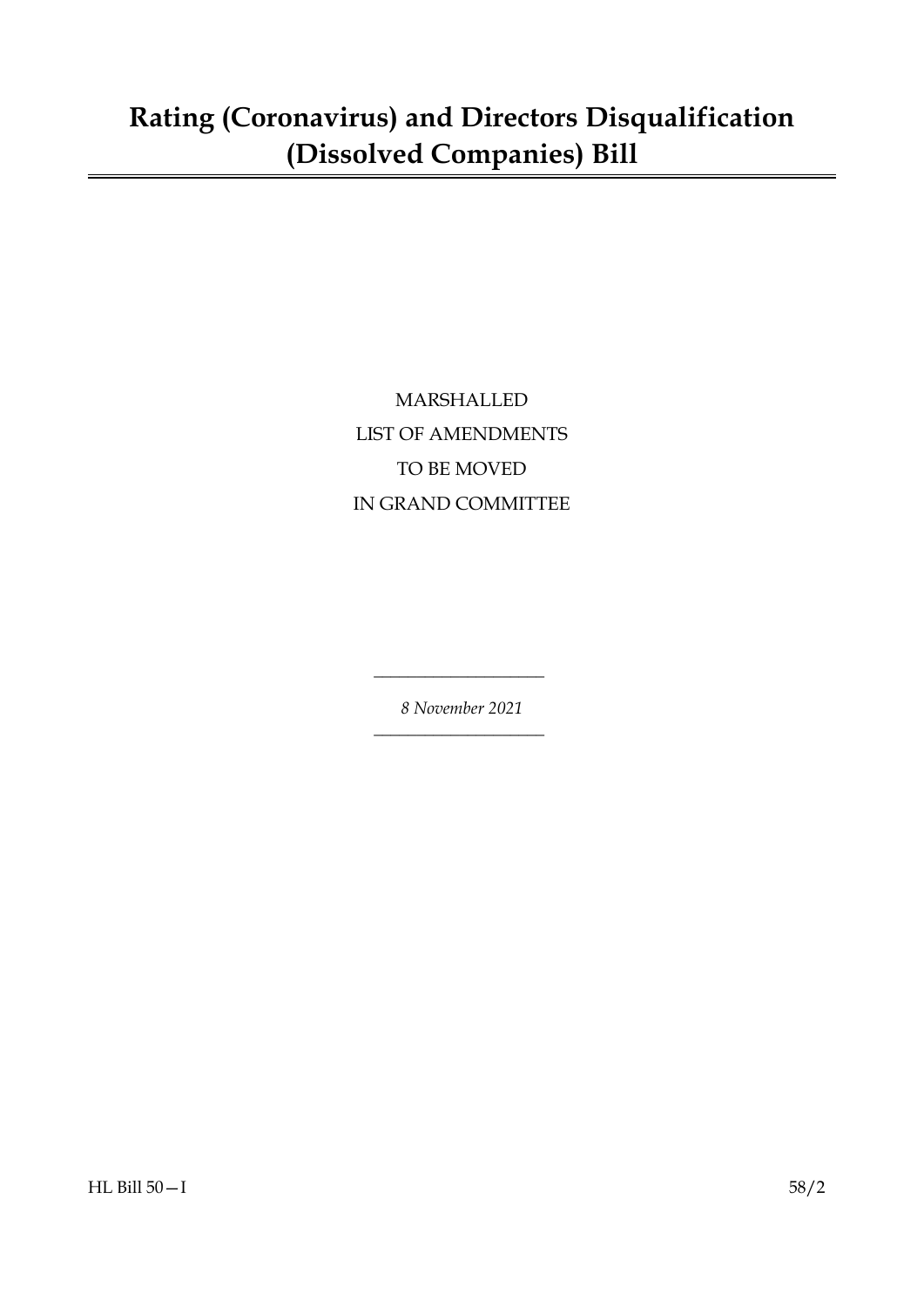# Rating (Coronavirus) and Directors Disqualification (Dissolved Companies) Bill

MARSHALLED

LIST OF AMENDMENTS

TO BE MOVED

IN GRAND COMMITTEE

---

*8 November 2021*

---

HL Bill 50—I

58/2